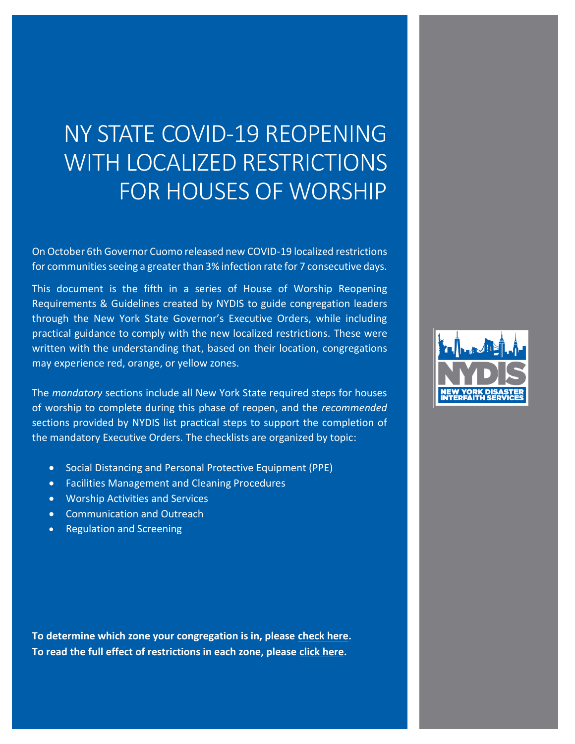# NY STATE COVID-19 REOPENING WITH LOCALIZED RESTRICTIONS FOR HOUSES OF WORSHIP

On October 6th Governor Cuomo released new COVID-19 localized restrictions for communities seeing a greater than 3% infection rate for 7 consecutive days.

This document is the fifth in a series of House of Worship Reopening Requirements & Guidelines created by NYDIS to guide congregation leaders through the New York State Governor's Executive Orders, while including practical guidance to comply with the new localized restrictions. These were written with the understanding that, based on their location, congregations may experience red, orange, or yellow zones.

The *mandatory* sections include all New York State required steps for houses of worship to complete during this phase of reopen, and the *recommended* sections provided by NYDIS list practical steps to support the completion of the mandatory Executive Orders. The checklists are organized by topic:

- Social Distancing and Personal Protective Equipment (PPE)
- Facilities Management and Cleaning Procedures
- Worship Activities and Services
- Communication and Outreach
- Regulation and Screening

**To determine which zone your congregation is in, please check here.**
**To read the full effect of restrictions in each zone, please click here.**

NEW YORK DISASTER INTERFAITH SERVICES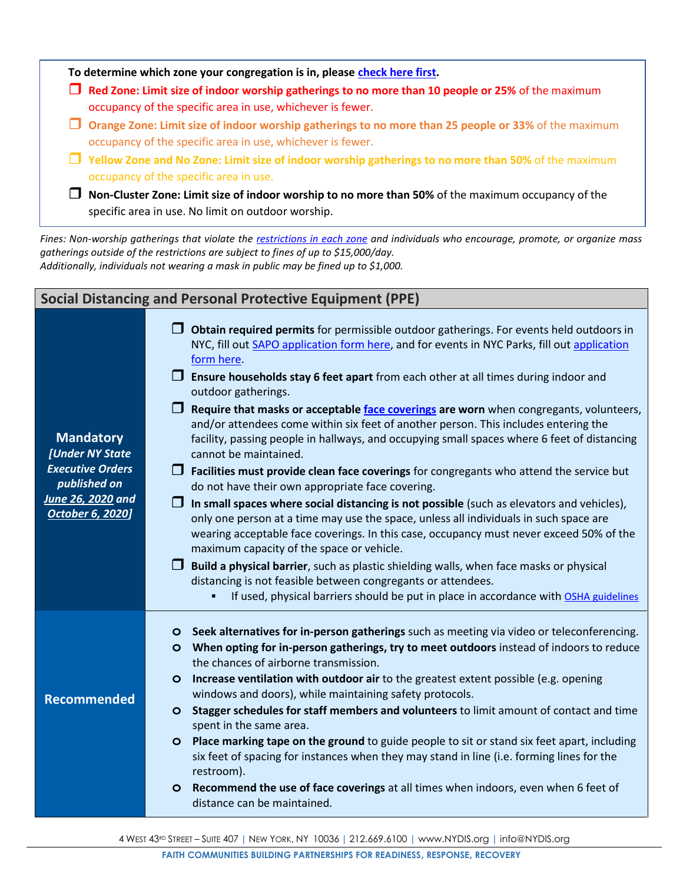**To determine which zone your congregation is in, please check here first.**

- ❒ **Red Zone: Limit size of indoor worship gatherings to no more than 10 people or 25%** of the maximum occupancy of the specific area in use, whichever is fewer.
- ❒ **Orange Zone: Limit size of indoor worship gatherings to no more than 25 people or 33%** of the maximum occupancy of the specific area in use, whichever is fewer.
- ❒ **Yellow Zone and No Zone: Limit size of indoor worship gatherings to no more than 50%** of the maximum occupancy of the specific area in use.
- ❒ **Non-Cluster Zone: Limit size of indoor worship to no more than 50%** of the maximum occupancy of the specific area in use. No limit on outdoor worship.

*Fines: Non-worship gatherings that violate the restrictions in each zone and individuals who encourage, promote, or organize mass gatherings outside of the restrictions are subject to fines of up to $15,000/day.*
*Additionally, individuals not wearing a mask in public may be fined up to $1,000.*

## Social Distancing and Personal Protective Equipment (PPE)

| | |
|---|---|
| **Mandatory** ***[Under NY State Executive Orders published on June 26, 2020 and October 6, 2020]*** | ❒ **Obtain required permits** for permissible outdoor gatherings. For events held outdoors in NYC, fill out SAPO application form here, and for events in NYC Parks, fill out application form here.<br>❒ **Ensure households stay 6 feet apart** from each other at all times during indoor and outdoor gatherings.<br>❒ **Require that masks or acceptable face coverings are worn** when congregants, volunteers, and/or attendees come within six feet of another person. This includes entering the facility, passing people in hallways, and occupying small spaces where 6 feet of distancing cannot be maintained.<br>❒ **Facilities must provide clean face coverings** for congregants who attend the service but do not have their own appropriate face covering.<br>❒ **In small spaces where social distancing is not possible** (such as elevators and vehicles), only one person at a time may use the space, unless all individuals in such space are wearing acceptable face coverings. In this case, occupancy must never exceed 50% of the maximum capacity of the space or vehicle.<br>❒ **Build a physical barrier**, such as plastic shielding walls, when face masks or physical distancing is not feasible between congregants or attendees.<br>▪ If used, physical barriers should be put in place in accordance with OSHA guidelines |
| **Recommended** | o **Seek alternatives for in-person gatherings** such as meeting via video or teleconferencing.<br>o **When opting for in-person gatherings, try to meet outdoors** instead of indoors to reduce the chances of airborne transmission.<br>o **Increase ventilation with outdoor air** to the greatest extent possible (e.g. opening windows and doors), while maintaining safety protocols.<br>o **Stagger schedules for staff members and volunteers** to limit amount of contact and time spent in the same area.<br>o **Place marking tape on the ground** to guide people to sit or stand six feet apart, including six feet of spacing for instances when they may stand in line (i.e. forming lines for the restroom).<br>o **Recommend the use of face coverings** at all times when indoors, even when 6 feet of distance can be maintained. |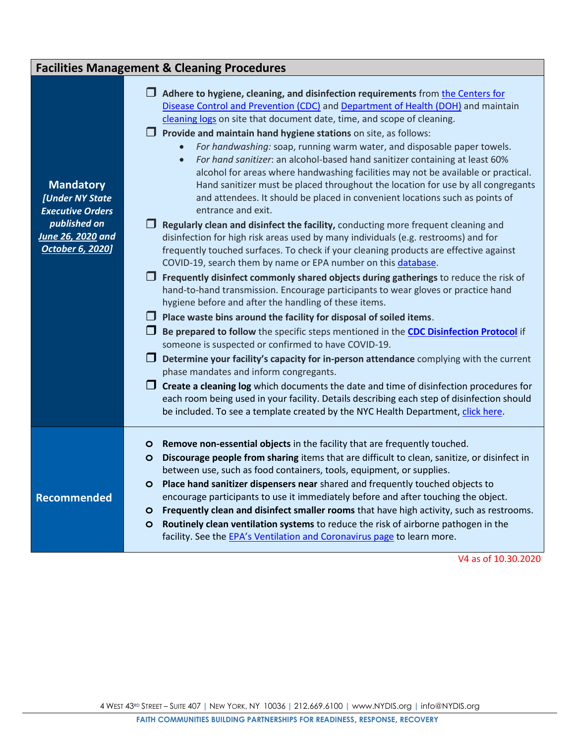## Facilities Management & Cleaning Procedures

| | |
|---|---|
| **Mandatory** ***[Under NY State Executive Orders published on June 26, 2020 and October 6, 2020]*** | ❐ **Adhere to hygiene, cleaning, and disinfection requirements** from the Centers for Disease Control and Prevention (CDC) and Department of Health (DOH) and maintain cleaning logs on site that document date, time, and scope of cleaning.<br>❐ **Provide and maintain hand hygiene stations** on site, as follows:<br>• *For handwashing:* soap, running warm water, and disposable paper towels.<br>• *For hand sanitizer*: an alcohol-based hand sanitizer containing at least 60% alcohol for areas where handwashing facilities may not be available or practical. Hand sanitizer must be placed throughout the location for use by all congregants and attendees. It should be placed in convenient locations such as points of entrance and exit.<br>❐ **Regularly clean and disinfect the facility,** conducting more frequent cleaning and disinfection for high risk areas used by many individuals (e.g. restrooms) and for frequently touched surfaces. To check if your cleaning products are effective against COVID-19, search them by name or EPA number on this database.<br>❐ **Frequently disinfect commonly shared objects during gatherings** to reduce the risk of hand-to-hand transmission. Encourage participants to wear gloves or practice hand hygiene before and after the handling of these items.<br>❐ **Place waste bins around the facility for disposal of soiled items**.<br>❐ **Be prepared to follow** the specific steps mentioned in the **CDC Disinfection Protocol** if someone is suspected or confirmed to have COVID-19.<br>❐ **Determine your facility's capacity for in-person attendance** complying with the current phase mandates and inform congregants.<br>❐ **Create a cleaning log** which documents the date and time of disinfection procedures for each room being used in your facility. Details describing each step of disinfection should be included. To see a template created by the NYC Health Department, click here. |
| **Recommended** | o **Remove non-essential objects** in the facility that are frequently touched.<br>o **Discourage people from sharing** items that are difficult to clean, sanitize, or disinfect in between use, such as food containers, tools, equipment, or supplies.<br>o **Place hand sanitizer dispensers near** shared and frequently touched objects to encourage participants to use it immediately before and after touching the object.<br>o **Frequently clean and disinfect smaller rooms** that have high activity, such as restrooms.<br>o **Routinely clean ventilation systems** to reduce the risk of airborne pathogen in the facility. See the EPA's Ventilation and Coronavirus page to learn more. |

V4 as of 10.30.2020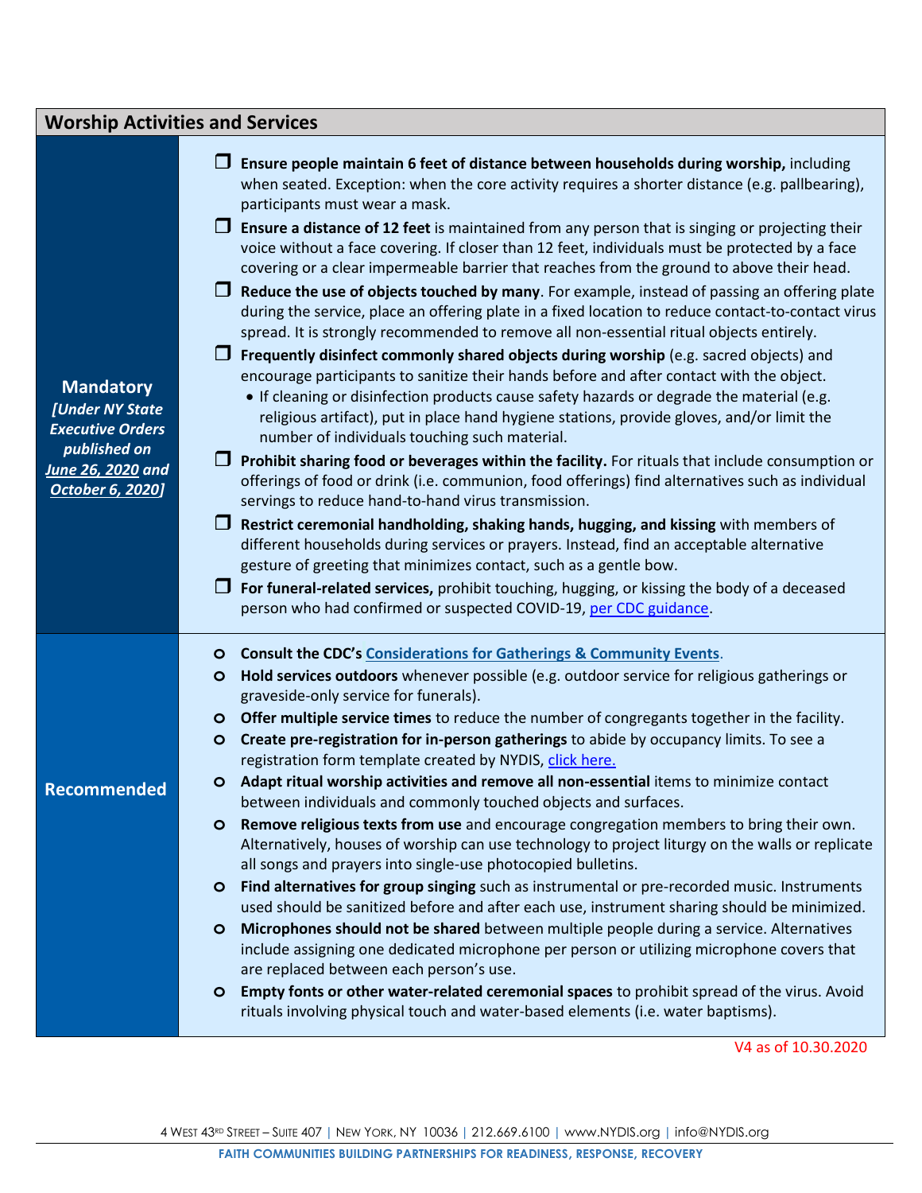## Worship Activities and Services

**Mandatory**
***[Under NY State Executive Orders published on June 26, 2020 and October 6, 2020]***

- ❒ **Ensure people maintain 6 feet of distance between households during worship,** including when seated. Exception: when the core activity requires a shorter distance (e.g. pallbearing), participants must wear a mask.
- ❒ **Ensure a distance of 12 feet** is maintained from any person that is singing or projecting their voice without a face covering. If closer than 12 feet, individuals must be protected by a face covering or a clear impermeable barrier that reaches from the ground to above their head.
- ❒ **Reduce the use of objects touched by many**. For example, instead of passing an offering plate during the service, place an offering plate in a fixed location to reduce contact-to-contact virus spread. It is strongly recommended to remove all non-essential ritual objects entirely.
- ❒ **Frequently disinfect commonly shared objects during worship** (e.g. sacred objects) and encourage participants to sanitize their hands before and after contact with the object.
  - If cleaning or disinfection products cause safety hazards or degrade the material (e.g. religious artifact), put in place hand hygiene stations, provide gloves, and/or limit the number of individuals touching such material.
- ❒ **Prohibit sharing food or beverages within the facility.** For rituals that include consumption or offerings of food or drink (i.e. communion, food offerings) find alternatives such as individual servings to reduce hand-to-hand virus transmission.
- ❒ **Restrict ceremonial handholding, shaking hands, hugging, and kissing** with members of different households during services or prayers. Instead, find an acceptable alternative gesture of greeting that minimizes contact, such as a gentle bow.
- ❒ **For funeral-related services,** prohibit touching, hugging, or kissing the body of a deceased person who had confirmed or suspected COVID-19, per CDC guidance.

**Recommended**

- **Consult the CDC's Considerations for Gatherings & Community Events**.
- **Hold services outdoors** whenever possible (e.g. outdoor service for religious gatherings or graveside-only service for funerals).
- **Offer multiple service times** to reduce the number of congregants together in the facility.
- **Create pre-registration for in-person gatherings** to abide by occupancy limits. To see a registration form template created by NYDIS, click here.
- **Adapt ritual worship activities and remove all non-essential** items to minimize contact between individuals and commonly touched objects and surfaces.
- **Remove religious texts from use** and encourage congregation members to bring their own. Alternatively, houses of worship can use technology to project liturgy on the walls or replicate all songs and prayers into single-use photocopied bulletins.
- **Find alternatives for group singing** such as instrumental or pre-recorded music. Instruments used should be sanitized before and after each use, instrument sharing should be minimized.
- **Microphones should not be shared** between multiple people during a service. Alternatives include assigning one dedicated microphone per person or utilizing microphone covers that are replaced between each person's use.
- **Empty fonts or other water-related ceremonial spaces** to prohibit spread of the virus. Avoid rituals involving physical touch and water-based elements (i.e. water baptisms).

V4 as of 10.30.2020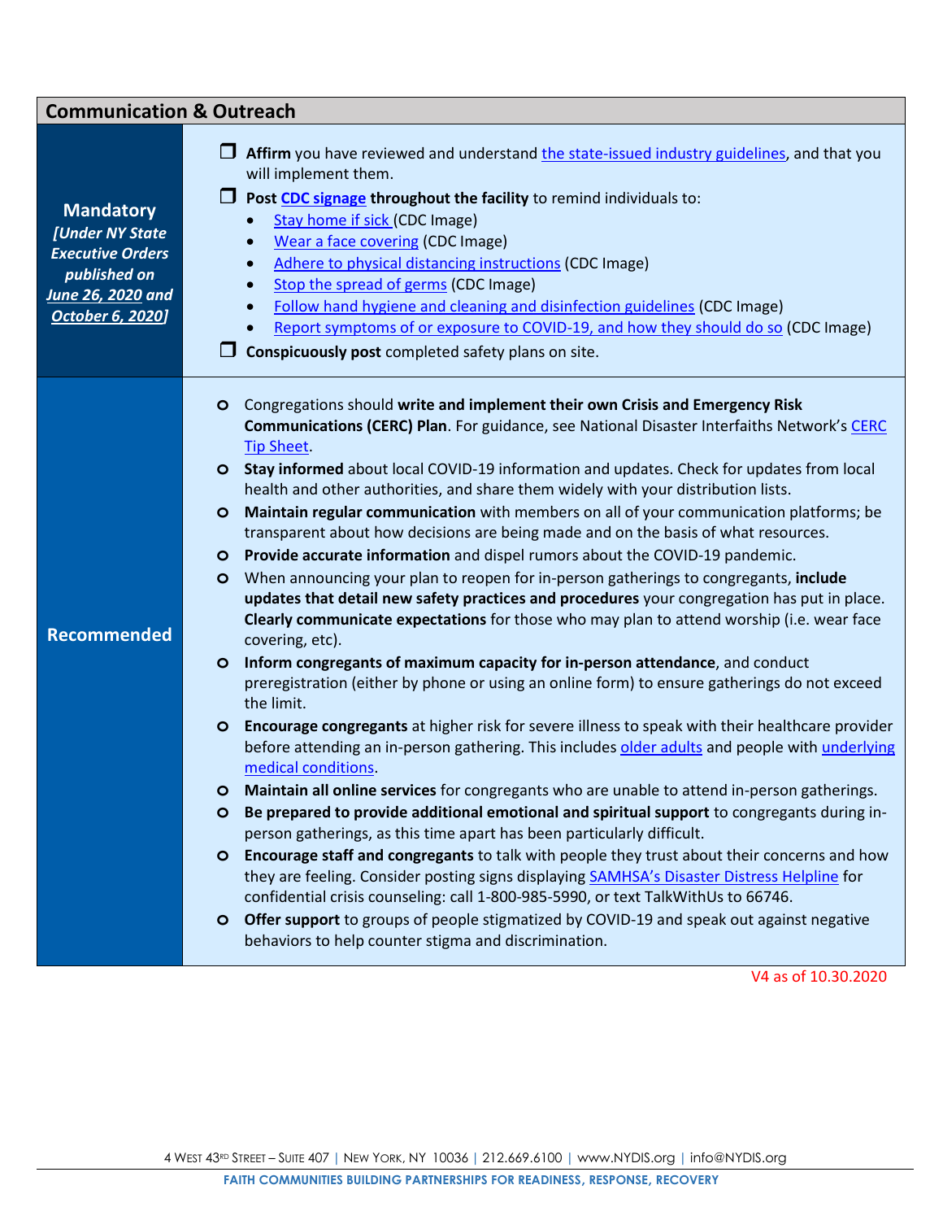## Communication & Outreach

| | |
|---|---|
| **Mandatory** *[Under NY State Executive Orders published on June 26, 2020 and October 6, 2020]* | ❒ **Affirm** you have reviewed and understand the state-issued industry guidelines, and that you will implement them.<br>❒ **Post CDC signage throughout the facility** to remind individuals to:<br>• Stay home if sick (CDC Image)<br>• Wear a face covering (CDC Image)<br>• Adhere to physical distancing instructions (CDC Image)<br>• Stop the spread of germs (CDC Image)<br>• Follow hand hygiene and cleaning and disinfection guidelines (CDC Image)<br>• Report symptoms of or exposure to COVID-19, and how they should do so (CDC Image)<br>❒ **Conspicuously post** completed safety plans on site. |
| **Recommended** | o Congregations should **write and implement their own Crisis and Emergency Risk Communications (CERC) Plan**. For guidance, see National Disaster Interfaiths Network's CERC Tip Sheet.<br>o **Stay informed** about local COVID-19 information and updates. Check for updates from local health and other authorities, and share them widely with your distribution lists.<br>o **Maintain regular communication** with members on all of your communication platforms; be transparent about how decisions are being made and on the basis of what resources.<br>o **Provide accurate information** and dispel rumors about the COVID-19 pandemic.<br>o When announcing your plan to reopen for in-person gatherings to congregants, **include updates that detail new safety practices and procedures** your congregation has put in place. **Clearly communicate expectations** for those who may plan to attend worship (i.e. wear face covering, etc).<br>o **Inform congregants of maximum capacity for in-person attendance**, and conduct preregistration (either by phone or using an online form) to ensure gatherings do not exceed the limit.<br>o **Encourage congregants** at higher risk for severe illness to speak with their healthcare provider before attending an in-person gathering. This includes older adults and people with underlying medical conditions.<br>o **Maintain all online services** for congregants who are unable to attend in-person gatherings.<br>o **Be prepared to provide additional emotional and spiritual support** to congregants during in-person gatherings, as this time apart has been particularly difficult.<br>o **Encourage staff and congregants** to talk with people they trust about their concerns and how they are feeling. Consider posting signs displaying SAMHSA's Disaster Distress Helpline for confidential crisis counseling: call 1-800-985-5990, or text TalkWithUs to 66746.<br>o **Offer support** to groups of people stigmatized by COVID-19 and speak out against negative behaviors to help counter stigma and discrimination. |

V4 as of 10.30.2020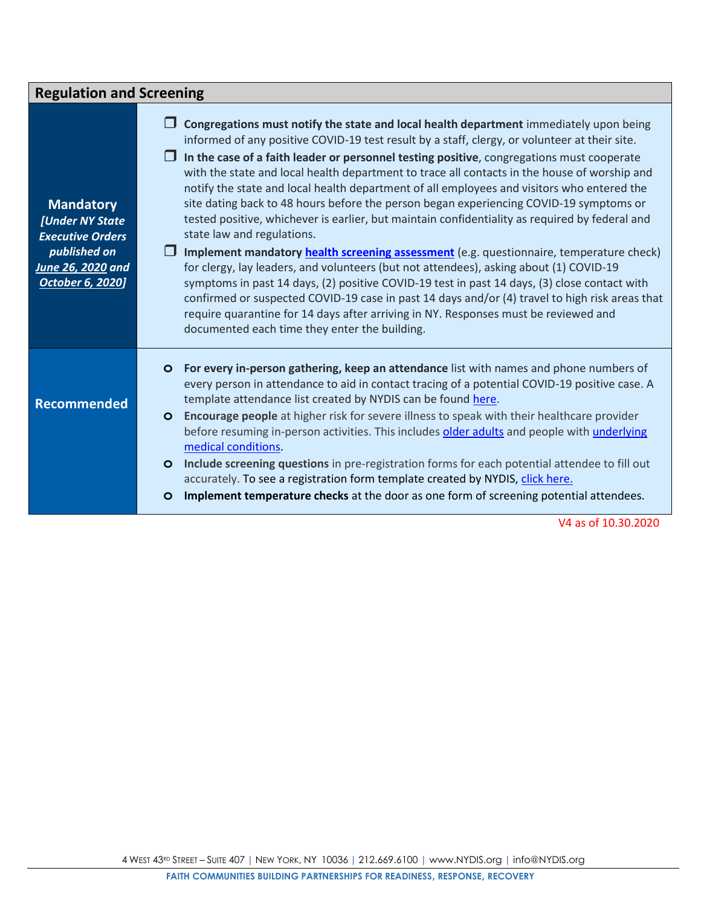| Regulation and Screening | |
|---|---|
| **Mandatory** *[Under NY State Executive Orders published on June 26, 2020 and October 6, 2020]* | ❒ **Congregations must notify the state and local health department** immediately upon being informed of any positive COVID-19 test result by a staff, clergy, or volunteer at their site.<br>❒ **In the case of a faith leader or personnel testing positive**, congregations must cooperate with the state and local health department to trace all contacts in the house of worship and notify the state and local health department of all employees and visitors who entered the site dating back to 48 hours before the person began experiencing COVID-19 symptoms or tested positive, whichever is earlier, but maintain confidentiality as required by federal and state law and regulations.<br>❒ **Implement mandatory health screening assessment** (e.g. questionnaire, temperature check) for clergy, lay leaders, and volunteers (but not attendees), asking about (1) COVID-19 symptoms in past 14 days, (2) positive COVID-19 test in past 14 days, (3) close contact with confirmed or suspected COVID-19 case in past 14 days and/or (4) travel to high risk areas that require quarantine for 14 days after arriving in NY. Responses must be reviewed and documented each time they enter the building. |
| **Recommended** | ○ **For every in-person gathering, keep an attendance** list with names and phone numbers of every person in attendance to aid in contact tracing of a potential COVID-19 positive case. A template attendance list created by NYDIS can be found here.<br>○ **Encourage people** at higher risk for severe illness to speak with their healthcare provider before resuming in-person activities. This includes older adults and people with underlying medical conditions.<br>○ **Include screening questions** in pre-registration forms for each potential attendee to fill out accurately. To see a registration form template created by NYDIS, click here.<br>○ **Implement temperature checks** at the door as one form of screening potential attendees. |

V4 as of 10.30.2020